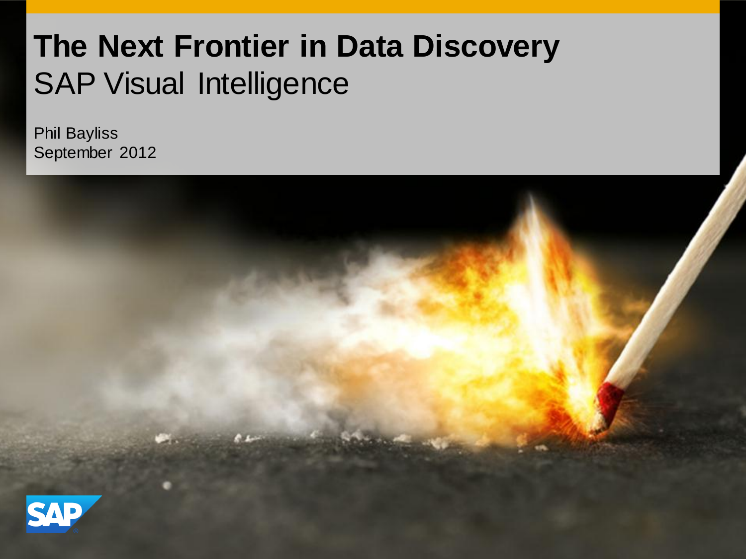# The Next Frontier in Data Discovery

## SAP Visual Intelligence

Phil Bayliss
September 2012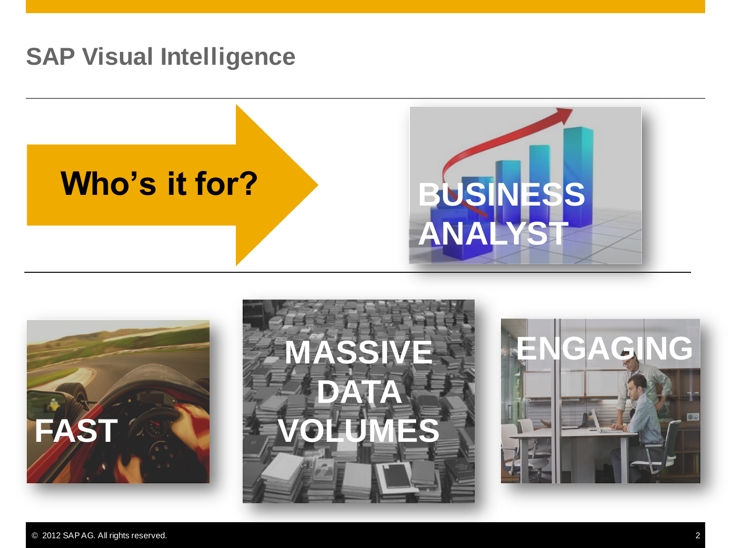# SAP Visual Intelligence

## Who's it for?

BUSINESS ANALYST

FAST

MASSIVE DATA VOLUMES

ENGAGING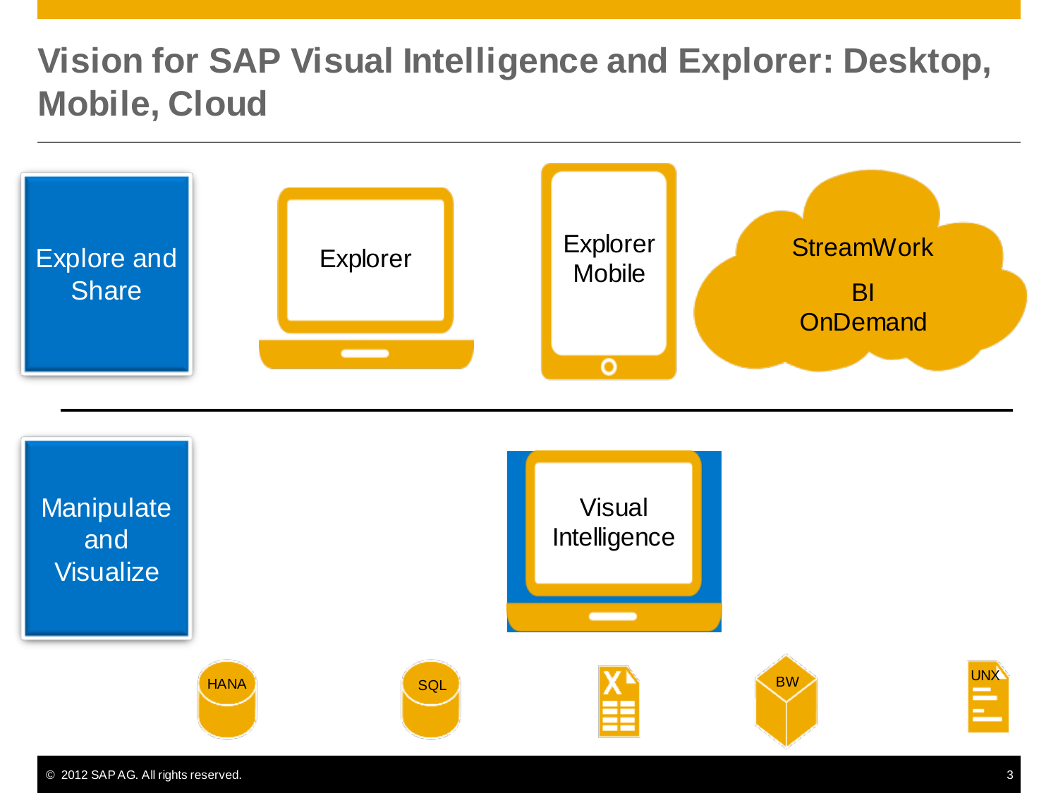# Vision for SAP Visual Intelligence and Explorer: Desktop, Mobile, Cloud

Explore and Share

Explorer

Explorer Mobile

StreamWork

BI OnDemand

Manipulate and Visualize

Visual Intelligence

HANA

SQL

BW

UNX

© 2012 SAP AG. All rights reserved.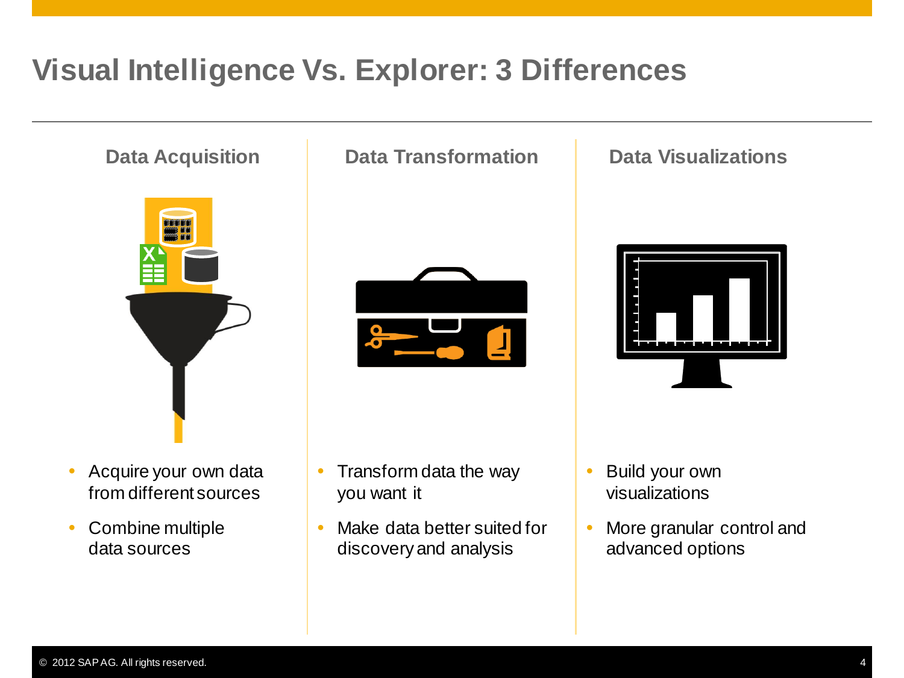# Visual Intelligence Vs. Explorer: 3 Differences

## Data Acquisition

- Acquire your own data from different sources
- Combine multiple data sources

## Data Transformation

- Transform data the way you want it
- Make data better suited for discovery and analysis

## Data Visualizations

- Build your own visualizations
- More granular control and advanced options

© 2012 SAP AG. All rights reserved.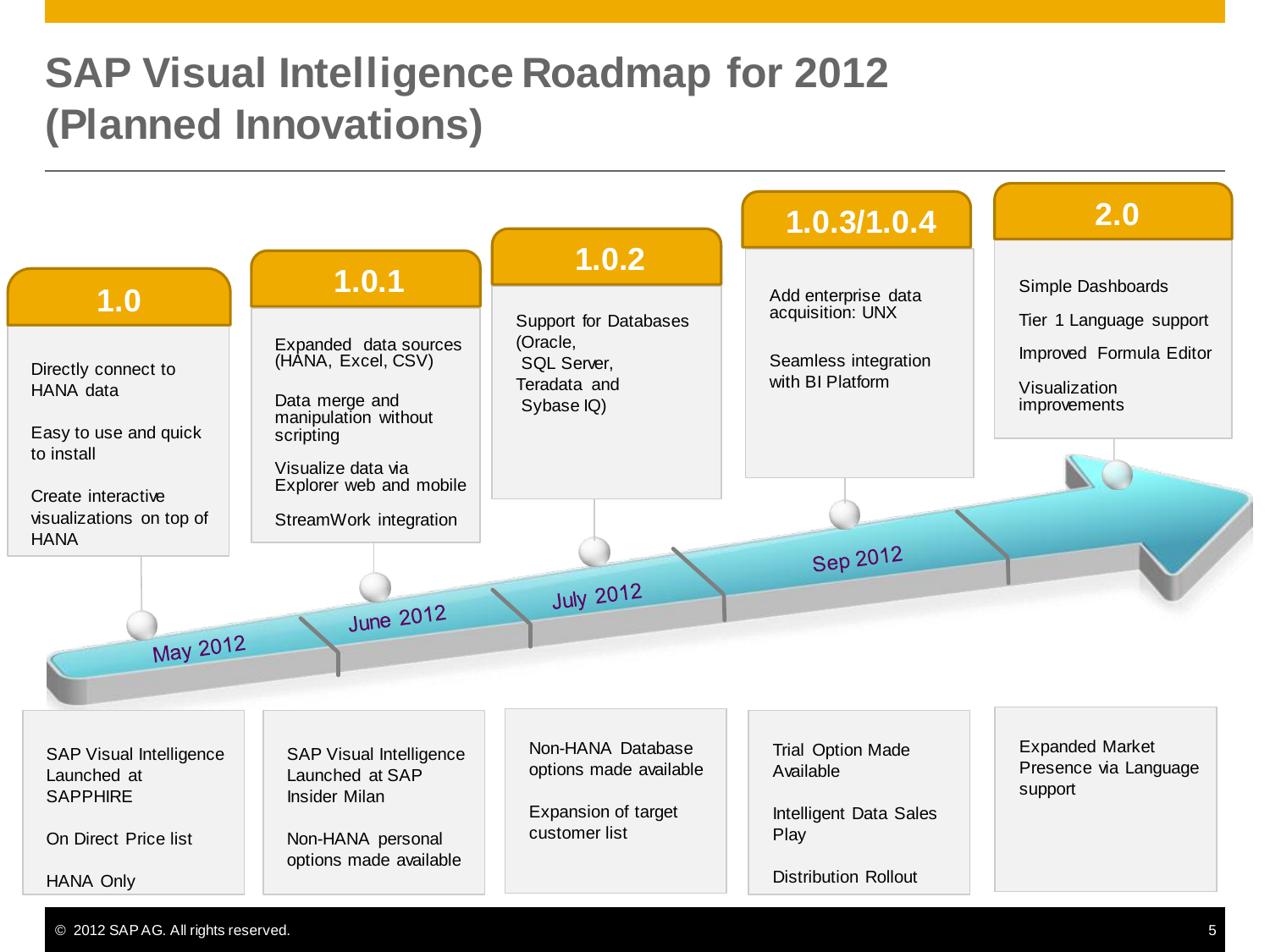# SAP Visual Intelligence Roadmap for 2012 (Planned Innovations)

| Release | 1.0 | 1.0.1 | 1.0.2 | 1.0.3/1.0.4 | 2.0 |
|---|---|---|---|---|---|
| Timeline | May 2012 | June 2012 | July 2012 | Sep 2012 | |
| Features | Directly connect to HANA data<br><br>Easy to use and quick to install<br><br>Create interactive visualizations on top of HANA | Expanded data sources (HANA, Excel, CSV)<br><br>Data merge and manipulation without scripting<br><br>Visualize data via Explorer web and mobile<br><br>StreamWork integration | Support for Databases (Oracle, SQL Server, Teradata and Sybase IQ) | Add enterprise data acquisition: UNX<br><br>Seamless integration with BI Platform | Simple Dashboards<br><br>Tier 1 Language support<br><br>Improved Formula Editor<br><br>Visualization improvements |
| Market | SAP Visual Intelligence Launched at SAPPHIRE<br><br>On Direct Price list<br><br>HANA Only | SAP Visual Intelligence Launched at SAP Insider Milan<br><br>Non-HANA personal options made available | Non-HANA Database options made available<br><br>Expansion of target customer list | Trial Option Made Available<br><br>Intelligent Data Sales Play<br><br>Distribution Rollout | Expanded Market Presence via Language support |

© 2012 SAP AG. All rights reserved.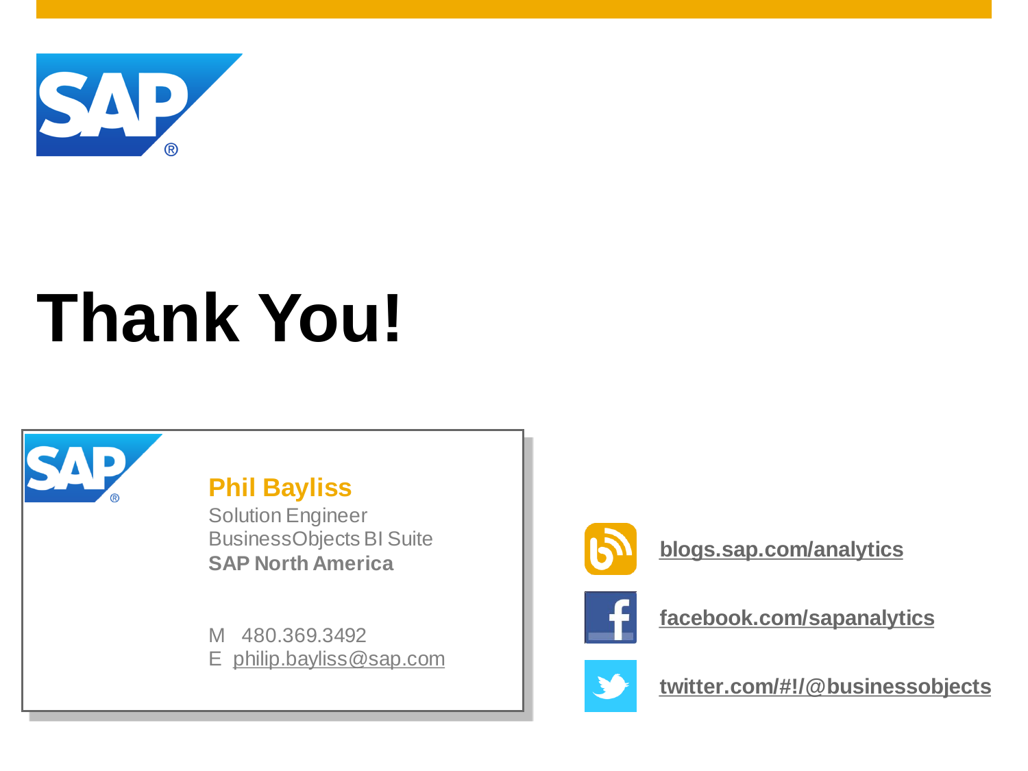# Thank You!

**Phil Bayliss**
Solution Engineer
BusinessObjects BI Suite
**SAP North America**

M 480.369.3492
E philip.bayliss@sap.com

blogs.sap.com/analytics

facebook.com/sapanalytics

twitter.com/#!/@businessobjects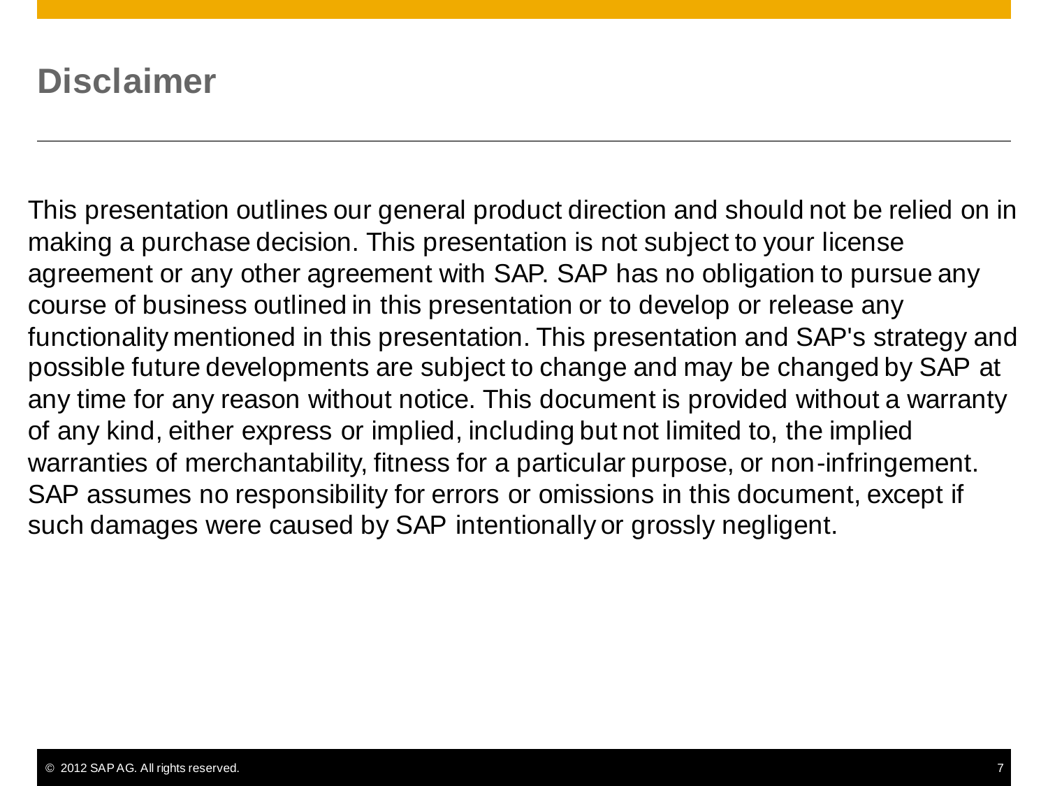# Disclaimer

This presentation outlines our general product direction and should not be relied on in making a purchase decision. This presentation is not subject to your license agreement or any other agreement with SAP. SAP has no obligation to pursue any course of business outlined in this presentation or to develop or release any functionality mentioned in this presentation. This presentation and SAP's strategy and possible future developments are subject to change and may be changed by SAP at any time for any reason without notice. This document is provided without a warranty of any kind, either express or implied, including but not limited to, the implied warranties of merchantability, fitness for a particular purpose, or non-infringement. SAP assumes no responsibility for errors or omissions in this document, except if such damages were caused by SAP intentionally or grossly negligent.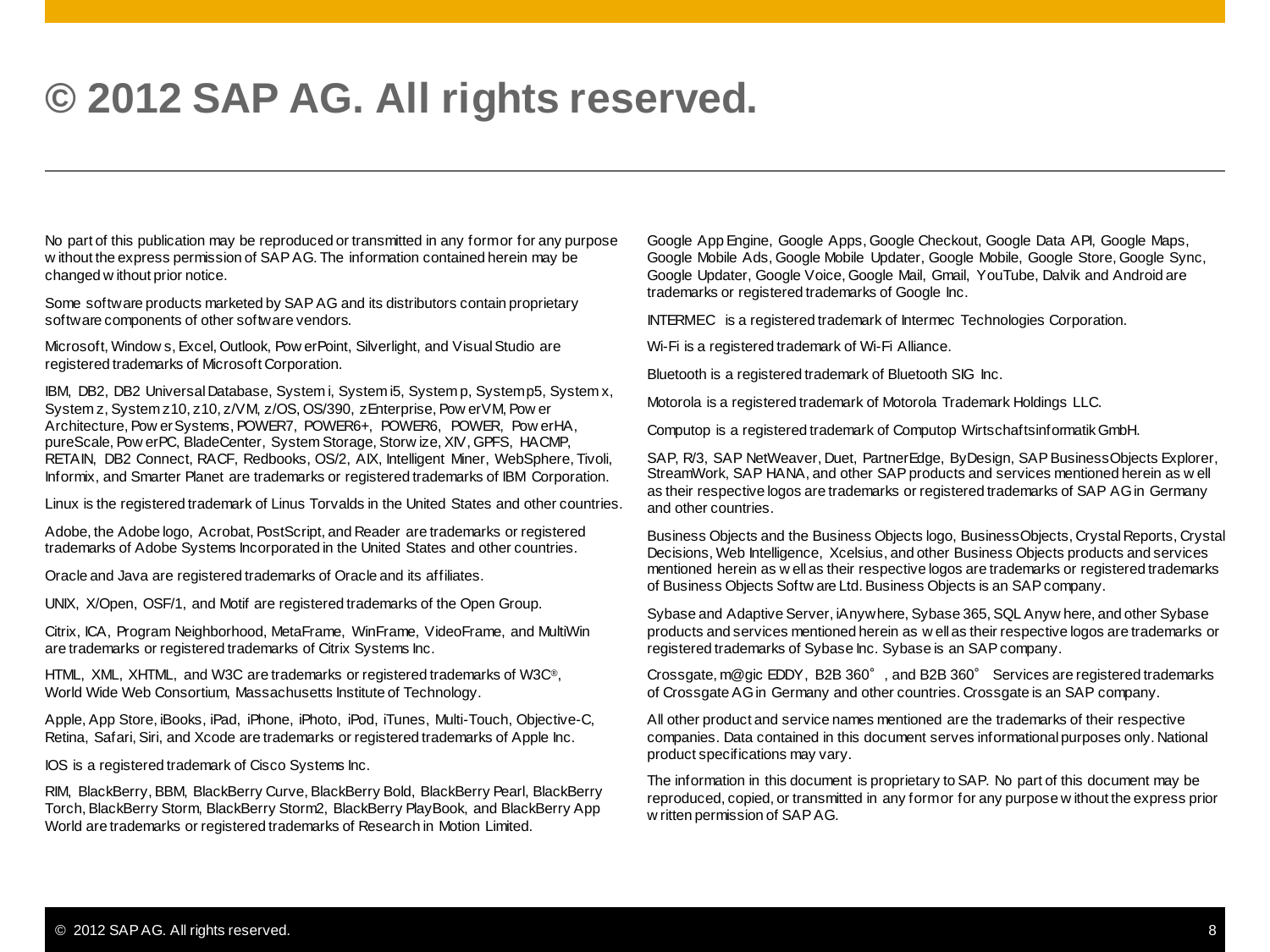# © 2012 SAP AG. All rights reserved.

No part of this publication may be reproduced or transmitted in any form or for any purpose without the express permission of SAP AG. The information contained herein may be changed without prior notice.

Some software products marketed by SAP AG and its distributors contain proprietary software components of other software vendors.

Microsoft, Windows, Excel, Outlook, PowerPoint, Silverlight, and Visual Studio are registered trademarks of Microsoft Corporation.

IBM, DB2, DB2 Universal Database, System i, System i5, System p, System p5, System x, System z, System z10, z10, z/VM, z/OS, OS/390, zEnterprise, PowerVM, Power Architecture, Power Systems, POWER7, POWER6+, POWER6, POWER, PowerHA, pureScale, PowerPC, BladeCenter, System Storage, Storwize, XIV, GPFS, HACMP, RETAIN, DB2 Connect, RACF, Redbooks, OS/2, AIX, Intelligent Miner, WebSphere, Tivoli, Informix, and Smarter Planet are trademarks or registered trademarks of IBM Corporation.

Linux is the registered trademark of Linus Torvalds in the United States and other countries.

Adobe, the Adobe logo, Acrobat, PostScript, and Reader are trademarks or registered trademarks of Adobe Systems Incorporated in the United States and other countries.

Oracle and Java are registered trademarks of Oracle and its affiliates.

UNIX, X/Open, OSF/1, and Motif are registered trademarks of the Open Group.

Citrix, ICA, Program Neighborhood, MetaFrame, WinFrame, VideoFrame, and MultiWin are trademarks or registered trademarks of Citrix Systems Inc.

HTML, XML, XHTML, and W3C are trademarks or registered trademarks of W3C®, World Wide Web Consortium, Massachusetts Institute of Technology.

Apple, App Store, iBooks, iPad, iPhone, iPhoto, iPod, iTunes, Multi-Touch, Objective-C, Retina, Safari, Siri, and Xcode are trademarks or registered trademarks of Apple Inc.

IOS is a registered trademark of Cisco Systems Inc.

RIM, BlackBerry, BBM, BlackBerry Curve, BlackBerry Bold, BlackBerry Pearl, BlackBerry Torch, BlackBerry Storm, BlackBerry Storm2, BlackBerry PlayBook, and BlackBerry App World are trademarks or registered trademarks of Research in Motion Limited.

Google App Engine, Google Apps, Google Checkout, Google Data API, Google Maps, Google Mobile Ads, Google Mobile Updater, Google Mobile, Google Store, Google Sync, Google Updater, Google Voice, Google Mail, Gmail, YouTube, Dalvik and Android are trademarks or registered trademarks of Google Inc.

INTERMEC is a registered trademark of Intermec Technologies Corporation.

Wi-Fi is a registered trademark of Wi-Fi Alliance.

Bluetooth is a registered trademark of Bluetooth SIG Inc.

Motorola is a registered trademark of Motorola Trademark Holdings LLC.

Computop is a registered trademark of Computop Wirtschaftsinformatik GmbH.

SAP, R/3, SAP NetWeaver, Duet, PartnerEdge, ByDesign, SAP BusinessObjects Explorer, StreamWork, SAP HANA, and other SAP products and services mentioned herein as well as their respective logos are trademarks or registered trademarks of SAP AG in Germany and other countries.

Business Objects and the Business Objects logo, BusinessObjects, Crystal Reports, Crystal Decisions, Web Intelligence, Xcelsius, and other Business Objects products and services mentioned herein as well as their respective logos are trademarks or registered trademarks of Business Objects Software Ltd. Business Objects is an SAP company.

Sybase and Adaptive Server, iAnywhere, Sybase 365, SQL Anywhere, and other Sybase products and services mentioned herein as well as their respective logos are trademarks or registered trademarks of Sybase Inc. Sybase is an SAP company.

Crossgate, m@gic EDDY, B2B 360°, and B2B 360° Services are registered trademarks of Crossgate AG in Germany and other countries. Crossgate is an SAP company.

All other product and service names mentioned are the trademarks of their respective companies. Data contained in this document serves informational purposes only. National product specifications may vary.

The information in this document is proprietary to SAP. No part of this document may be reproduced, copied, or transmitted in any form or for any purpose without the express prior written permission of SAP AG.